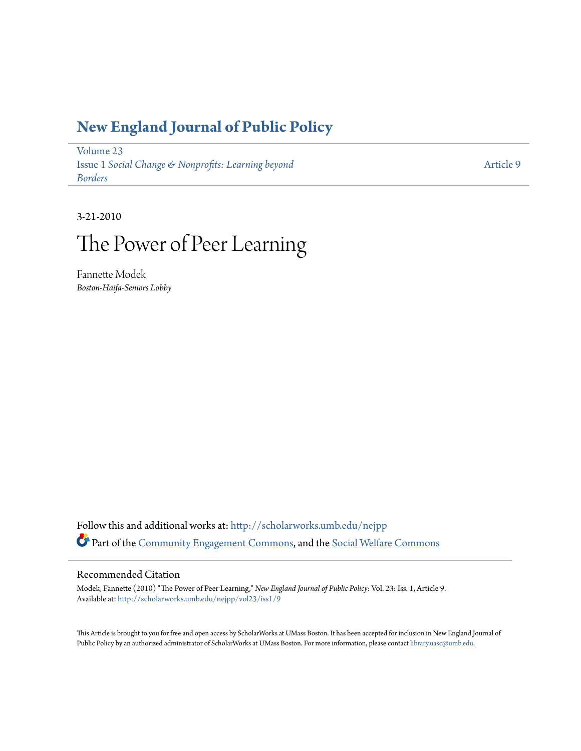# New England Journal of Public Policy

Volume 23
Issue 1 *Social Change & Nonprofits: Learning beyond Borders*

Article 9

3-21-2010

# The Power of Peer Learning

Fannette Modek
*Boston-Haifa-Seniors Lobby*

Follow this and additional works at: http://scholarworks.umb.edu/nejpp

Part of the Community Engagement Commons, and the Social Welfare Commons

## Recommended Citation

Modek, Fannette (2010) "The Power of Peer Learning," *New England Journal of Public Policy*: Vol. 23: Iss. 1, Article 9.
Available at: http://scholarworks.umb.edu/nejpp/vol23/iss1/9

This Article is brought to you for free and open access by ScholarWorks at UMass Boston. It has been accepted for inclusion in New England Journal of Public Policy by an authorized administrator of ScholarWorks at UMass Boston. For more information, please contact library.uasc@umb.edu.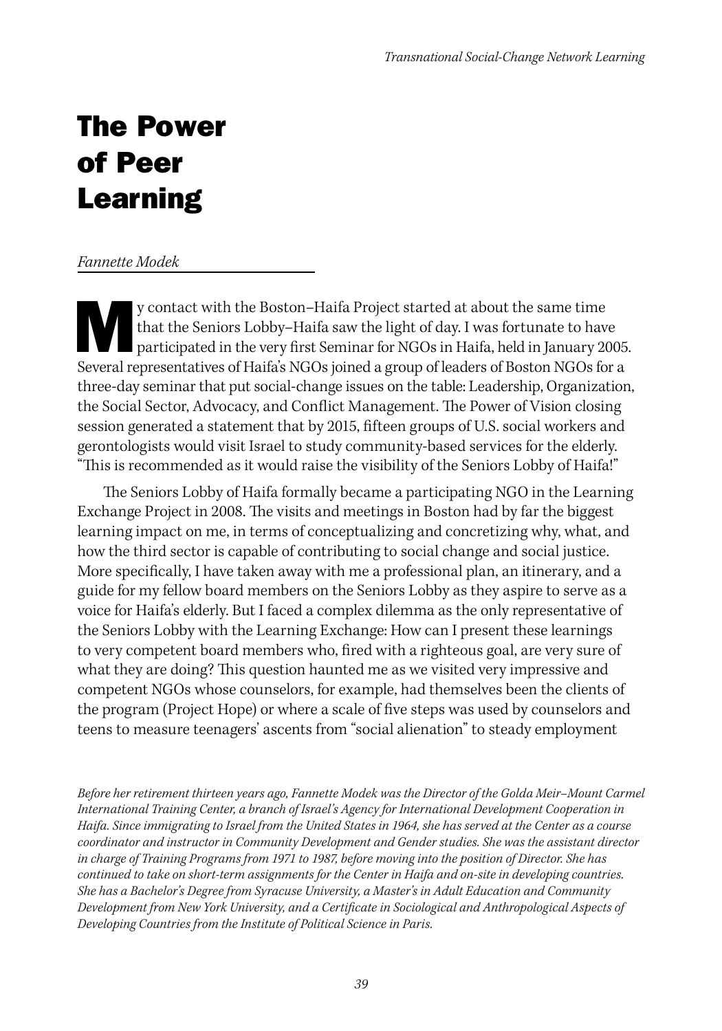# The Power of Peer Learning

*Fannette Modek*

My contact with the Boston–Haifa Project started at about the same time that the Seniors Lobby–Haifa saw the light of day. I was fortunate to have participated in the very first Seminar for NGOs in Haifa, held in January 2005. Several representatives of Haifa's NGOs joined a group of leaders of Boston NGOs for a three-day seminar that put social-change issues on the table: Leadership, Organization, the Social Sector, Advocacy, and Conflict Management. The Power of Vision closing session generated a statement that by 2015, fifteen groups of U.S. social workers and gerontologists would visit Israel to study community-based services for the elderly. "This is recommended as it would raise the visibility of the Seniors Lobby of Haifa!"

The Seniors Lobby of Haifa formally became a participating NGO in the Learning Exchange Project in 2008. The visits and meetings in Boston had by far the biggest learning impact on me, in terms of conceptualizing and concretizing why, what, and how the third sector is capable of contributing to social change and social justice. More specifically, I have taken away with me a professional plan, an itinerary, and a guide for my fellow board members on the Seniors Lobby as they aspire to serve as a voice for Haifa's elderly. But I faced a complex dilemma as the only representative of the Seniors Lobby with the Learning Exchange: How can I present these learnings to very competent board members who, fired with a righteous goal, are very sure of what they are doing? This question haunted me as we visited very impressive and competent NGOs whose counselors, for example, had themselves been the clients of the program (Project Hope) or where a scale of five steps was used by counselors and teens to measure teenagers' ascents from "social alienation" to steady employment

*Before her retirement thirteen years ago, Fannette Modek was the Director of the Golda Meir–Mount Carmel International Training Center, a branch of Israel's Agency for International Development Cooperation in Haifa. Since immigrating to Israel from the United States in 1964, she has served at the Center as a course coordinator and instructor in Community Development and Gender studies. She was the assistant director in charge of Training Programs from 1971 to 1987, before moving into the position of Director. She has continued to take on short-term assignments for the Center in Haifa and on-site in developing countries. She has a Bachelor's Degree from Syracuse University, a Master's in Adult Education and Community Development from New York University, and a Certificate in Sociological and Anthropological Aspects of Developing Countries from the Institute of Political Science in Paris.*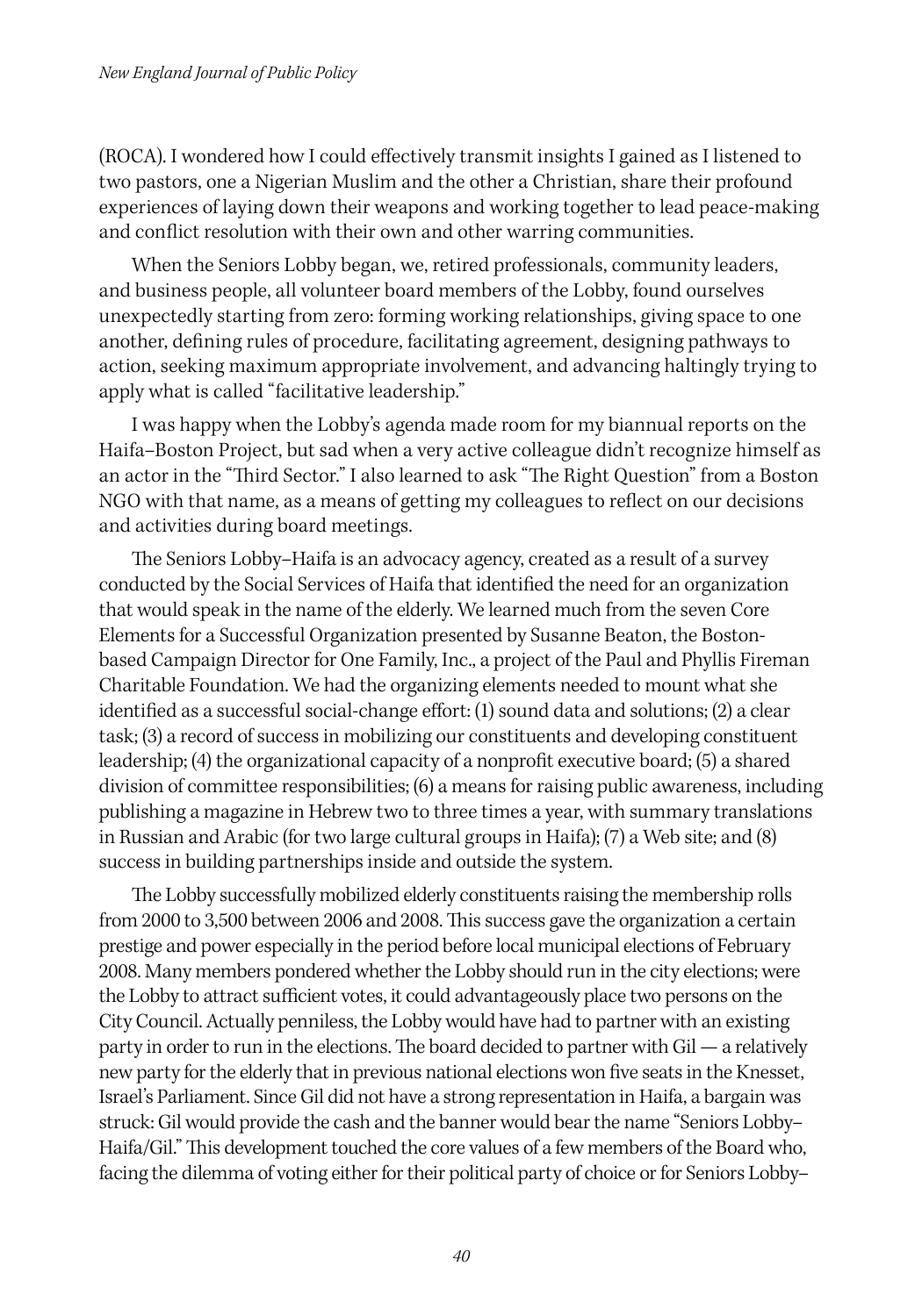(ROCA). I wondered how I could effectively transmit insights I gained as I listened to two pastors, one a Nigerian Muslim and the other a Christian, share their profound experiences of laying down their weapons and working together to lead peace-making and conflict resolution with their own and other warring communities.

When the Seniors Lobby began, we, retired professionals, community leaders, and business people, all volunteer board members of the Lobby, found ourselves unexpectedly starting from zero: forming working relationships, giving space to one another, defining rules of procedure, facilitating agreement, designing pathways to action, seeking maximum appropriate involvement, and advancing haltingly trying to apply what is called "facilitative leadership."

I was happy when the Lobby's agenda made room for my biannual reports on the Haifa–Boston Project, but sad when a very active colleague didn't recognize himself as an actor in the "Third Sector." I also learned to ask "The Right Question" from a Boston NGO with that name, as a means of getting my colleagues to reflect on our decisions and activities during board meetings.

The Seniors Lobby–Haifa is an advocacy agency, created as a result of a survey conducted by the Social Services of Haifa that identified the need for an organization that would speak in the name of the elderly. We learned much from the seven Core Elements for a Successful Organization presented by Susanne Beaton, the Boston-based Campaign Director for One Family, Inc., a project of the Paul and Phyllis Fireman Charitable Foundation. We had the organizing elements needed to mount what she identified as a successful social-change effort: (1) sound data and solutions; (2) a clear task; (3) a record of success in mobilizing our constituents and developing constituent leadership; (4) the organizational capacity of a nonprofit executive board; (5) a shared division of committee responsibilities; (6) a means for raising public awareness, including publishing a magazine in Hebrew two to three times a year, with summary translations in Russian and Arabic (for two large cultural groups in Haifa); (7) a Web site; and (8) success in building partnerships inside and outside the system.

The Lobby successfully mobilized elderly constituents raising the membership rolls from 2000 to 3,500 between 2006 and 2008. This success gave the organization a certain prestige and power especially in the period before local municipal elections of February 2008. Many members pondered whether the Lobby should run in the city elections; were the Lobby to attract sufficient votes, it could advantageously place two persons on the City Council. Actually penniless, the Lobby would have had to partner with an existing party in order to run in the elections. The board decided to partner with Gil — a relatively new party for the elderly that in previous national elections won five seats in the Knesset, Israel's Parliament. Since Gil did not have a strong representation in Haifa, a bargain was struck: Gil would provide the cash and the banner would bear the name "Seniors Lobby–Haifa/Gil." This development touched the core values of a few members of the Board who, facing the dilemma of voting either for their political party of choice or for Seniors Lobby–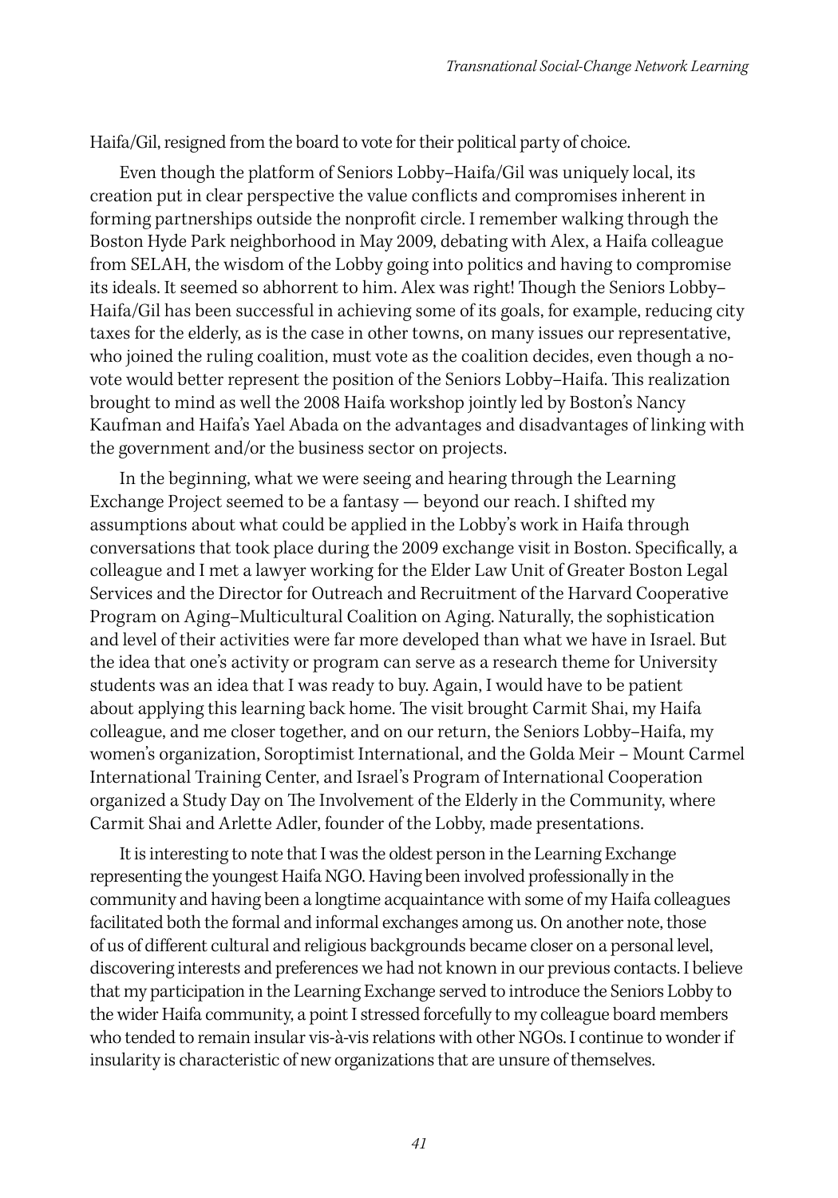Haifa/Gil, resigned from the board to vote for their political party of choice.

Even though the platform of Seniors Lobby–Haifa/Gil was uniquely local, its creation put in clear perspective the value conflicts and compromises inherent in forming partnerships outside the nonprofit circle. I remember walking through the Boston Hyde Park neighborhood in May 2009, debating with Alex, a Haifa colleague from SELAH, the wisdom of the Lobby going into politics and having to compromise its ideals. It seemed so abhorrent to him. Alex was right! Though the Seniors Lobby–Haifa/Gil has been successful in achieving some of its goals, for example, reducing city taxes for the elderly, as is the case in other towns, on many issues our representative, who joined the ruling coalition, must vote as the coalition decides, even though a no-vote would better represent the position of the Seniors Lobby–Haifa. This realization brought to mind as well the 2008 Haifa workshop jointly led by Boston's Nancy Kaufman and Haifa's Yael Abada on the advantages and disadvantages of linking with the government and/or the business sector on projects.

In the beginning, what we were seeing and hearing through the Learning Exchange Project seemed to be a fantasy — beyond our reach. I shifted my assumptions about what could be applied in the Lobby's work in Haifa through conversations that took place during the 2009 exchange visit in Boston. Specifically, a colleague and I met a lawyer working for the Elder Law Unit of Greater Boston Legal Services and the Director for Outreach and Recruitment of the Harvard Cooperative Program on Aging–Multicultural Coalition on Aging. Naturally, the sophistication and level of their activities were far more developed than what we have in Israel. But the idea that one's activity or program can serve as a research theme for University students was an idea that I was ready to buy. Again, I would have to be patient about applying this learning back home. The visit brought Carmit Shai, my Haifa colleague, and me closer together, and on our return, the Seniors Lobby–Haifa, my women's organization, Soroptimist International, and the Golda Meir – Mount Carmel International Training Center, and Israel's Program of International Cooperation organized a Study Day on The Involvement of the Elderly in the Community, where Carmit Shai and Arlette Adler, founder of the Lobby, made presentations.

It is interesting to note that I was the oldest person in the Learning Exchange representing the youngest Haifa NGO. Having been involved professionally in the community and having been a longtime acquaintance with some of my Haifa colleagues facilitated both the formal and informal exchanges among us. On another note, those of us of different cultural and religious backgrounds became closer on a personal level, discovering interests and preferences we had not known in our previous contacts. I believe that my participation in the Learning Exchange served to introduce the Seniors Lobby to the wider Haifa community, a point I stressed forcefully to my colleague board members who tended to remain insular vis-à-vis relations with other NGOs. I continue to wonder if insularity is characteristic of new organizations that are unsure of themselves.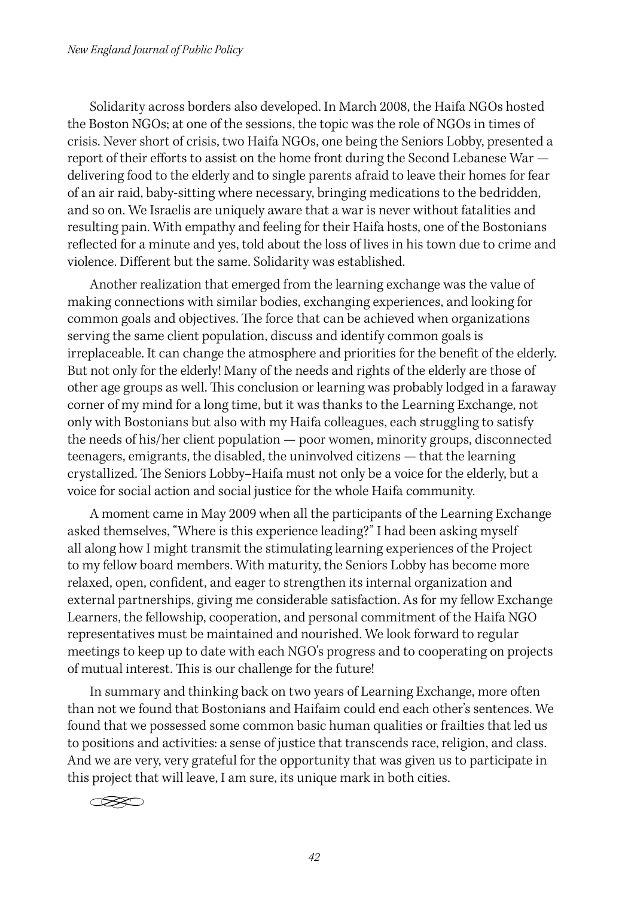Solidarity across borders also developed. In March 2008, the Haifa NGOs hosted the Boston NGOs; at one of the sessions, the topic was the role of NGOs in times of crisis. Never short of crisis, two Haifa NGOs, one being the Seniors Lobby, presented a report of their efforts to assist on the home front during the Second Lebanese War — delivering food to the elderly and to single parents afraid to leave their homes for fear of an air raid, baby-sitting where necessary, bringing medications to the bedridden, and so on. We Israelis are uniquely aware that a war is never without fatalities and resulting pain. With empathy and feeling for their Haifa hosts, one of the Bostonians reflected for a minute and yes, told about the loss of lives in his town due to crime and violence. Different but the same. Solidarity was established.

Another realization that emerged from the learning exchange was the value of making connections with similar bodies, exchanging experiences, and looking for common goals and objectives. The force that can be achieved when organizations serving the same client population, discuss and identify common goals is irreplaceable. It can change the atmosphere and priorities for the benefit of the elderly. But not only for the elderly! Many of the needs and rights of the elderly are those of other age groups as well. This conclusion or learning was probably lodged in a faraway corner of my mind for a long time, but it was thanks to the Learning Exchange, not only with Bostonians but also with my Haifa colleagues, each struggling to satisfy the needs of his/her client population — poor women, minority groups, disconnected teenagers, emigrants, the disabled, the uninvolved citizens — that the learning crystallized. The Seniors Lobby–Haifa must not only be a voice for the elderly, but a voice for social action and social justice for the whole Haifa community.

A moment came in May 2009 when all the participants of the Learning Exchange asked themselves, "Where is this experience leading?" I had been asking myself all along how I might transmit the stimulating learning experiences of the Project to my fellow board members. With maturity, the Seniors Lobby has become more relaxed, open, confident, and eager to strengthen its internal organization and external partnerships, giving me considerable satisfaction. As for my fellow Exchange Learners, the fellowship, cooperation, and personal commitment of the Haifa NGO representatives must be maintained and nourished. We look forward to regular meetings to keep up to date with each NGO's progress and to cooperating on projects of mutual interest. This is our challenge for the future!

In summary and thinking back on two years of Learning Exchange, more often than not we found that Bostonians and Haifaim could end each other's sentences. We found that we possessed some common basic human qualities or frailties that led us to positions and activities: a sense of justice that transcends race, religion, and class. And we are very, very grateful for the opportunity that was given us to participate in this project that will leave, I am sure, its unique mark in both cities.